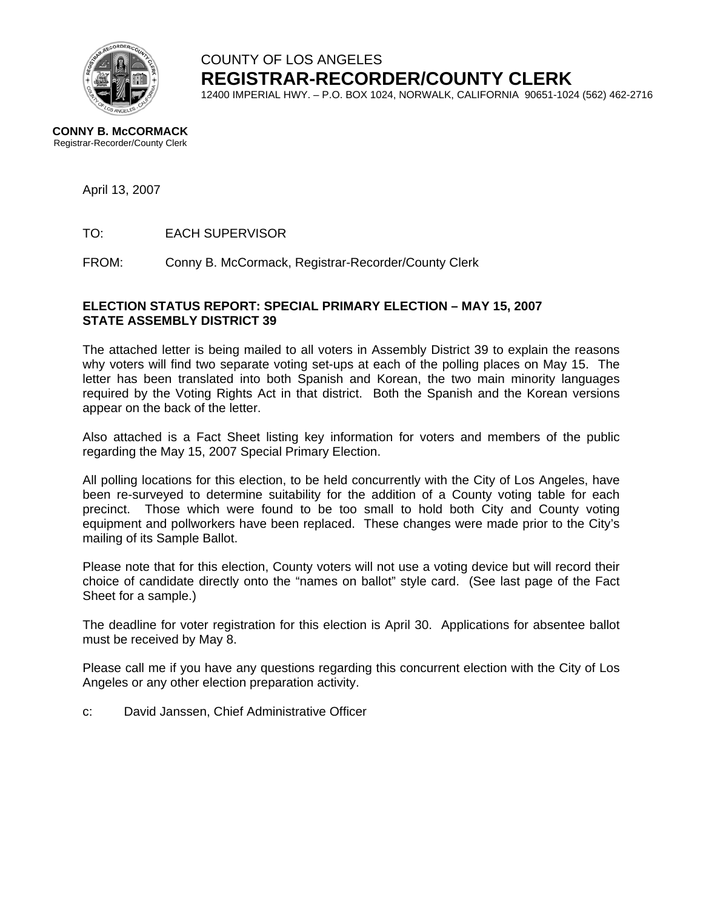COUNTY OF LOS ANGELES

**REGISTRAR-RECORDER/COUNTY CLERK**

12400 IMPERIAL HWY. – P.O. BOX 1024, NORWALK, CALIFORNIA 90651-1024 (562) 462-2716

**CONNY B. McCORMACK**
Registrar-Recorder/County Clerk

April 13, 2007

TO: EACH SUPERVISOR

FROM: Conny B. McCormack, Registrar-Recorder/County Clerk

**ELECTION STATUS REPORT: SPECIAL PRIMARY ELECTION – MAY 15, 2007**
**STATE ASSEMBLY DISTRICT 39**

The attached letter is being mailed to all voters in Assembly District 39 to explain the reasons why voters will find two separate voting set-ups at each of the polling places on May 15. The letter has been translated into both Spanish and Korean, the two main minority languages required by the Voting Rights Act in that district. Both the Spanish and the Korean versions appear on the back of the letter.

Also attached is a Fact Sheet listing key information for voters and members of the public regarding the May 15, 2007 Special Primary Election.

All polling locations for this election, to be held concurrently with the City of Los Angeles, have been re-surveyed to determine suitability for the addition of a County voting table for each precinct. Those which were found to be too small to hold both City and County voting equipment and pollworkers have been replaced. These changes were made prior to the City's mailing of its Sample Ballot.

Please note that for this election, County voters will not use a voting device but will record their choice of candidate directly onto the "names on ballot" style card. (See last page of the Fact Sheet for a sample.)

The deadline for voter registration for this election is April 30. Applications for absentee ballot must be received by May 8.

Please call me if you have any questions regarding this concurrent election with the City of Los Angeles or any other election preparation activity.

c: David Janssen, Chief Administrative Officer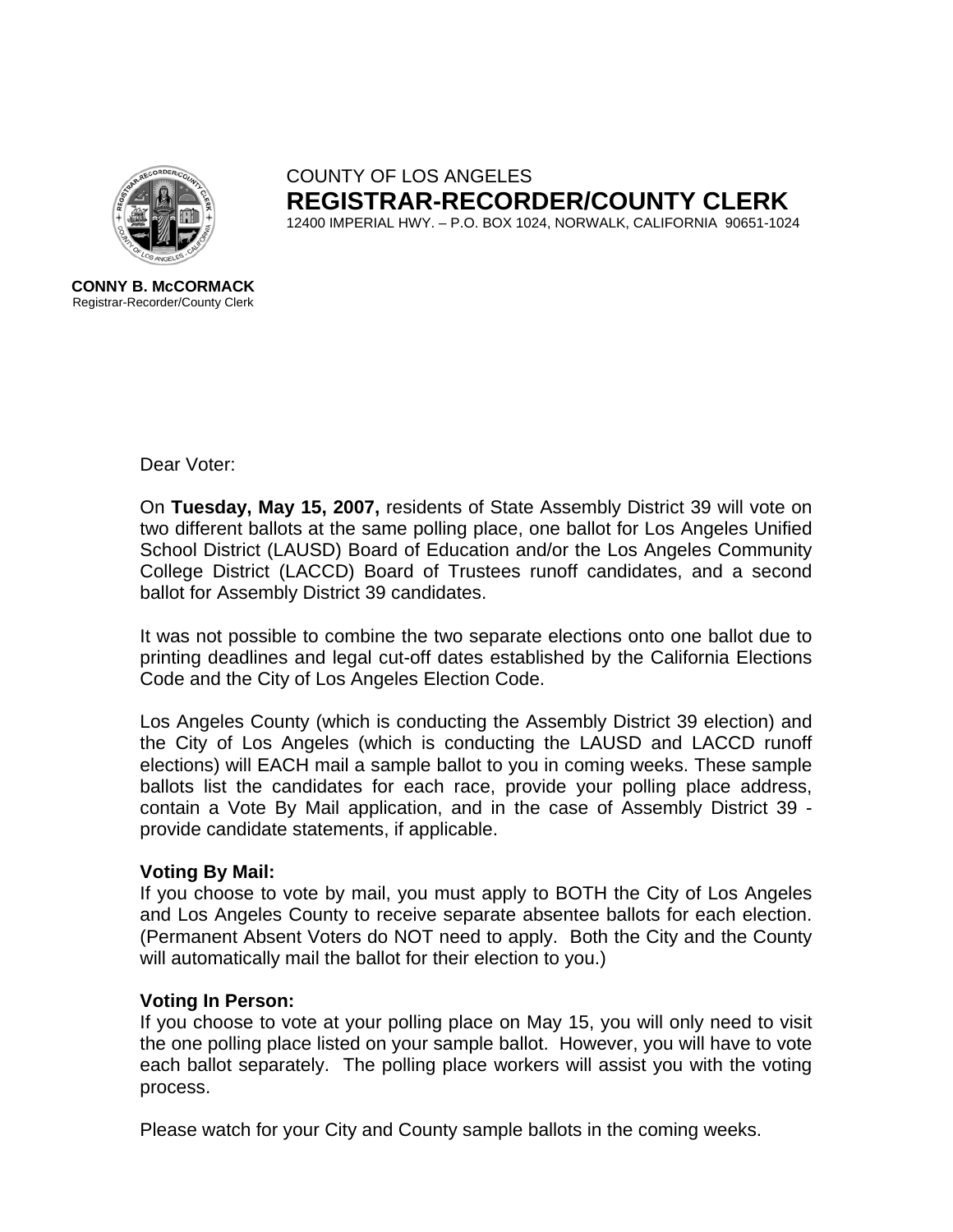COUNTY OF LOS ANGELES

**REGISTRAR-RECORDER/COUNTY CLERK**

12400 IMPERIAL HWY. – P.O. BOX 1024, NORWALK, CALIFORNIA 90651-1024

**CONNY B. McCORMACK**
Registrar-Recorder/County Clerk

Dear Voter:

On **Tuesday, May 15, 2007,** residents of State Assembly District 39 will vote on two different ballots at the same polling place, one ballot for Los Angeles Unified School District (LAUSD) Board of Education and/or the Los Angeles Community College District (LACCD) Board of Trustees runoff candidates, and a second ballot for Assembly District 39 candidates.

It was not possible to combine the two separate elections onto one ballot due to printing deadlines and legal cut-off dates established by the California Elections Code and the City of Los Angeles Election Code.

Los Angeles County (which is conducting the Assembly District 39 election) and the City of Los Angeles (which is conducting the LAUSD and LACCD runoff elections) will EACH mail a sample ballot to you in coming weeks. These sample ballots list the candidates for each race, provide your polling place address, contain a Vote By Mail application, and in the case of Assembly District 39 - provide candidate statements, if applicable.

**Voting By Mail:**
If you choose to vote by mail, you must apply to BOTH the City of Los Angeles and Los Angeles County to receive separate absentee ballots for each election. (Permanent Absent Voters do NOT need to apply. Both the City and the County will automatically mail the ballot for their election to you.)

**Voting In Person:**
If you choose to vote at your polling place on May 15, you will only need to visit the one polling place listed on your sample ballot. However, you will have to vote each ballot separately. The polling place workers will assist you with the voting process.

Please watch for your City and County sample ballots in the coming weeks.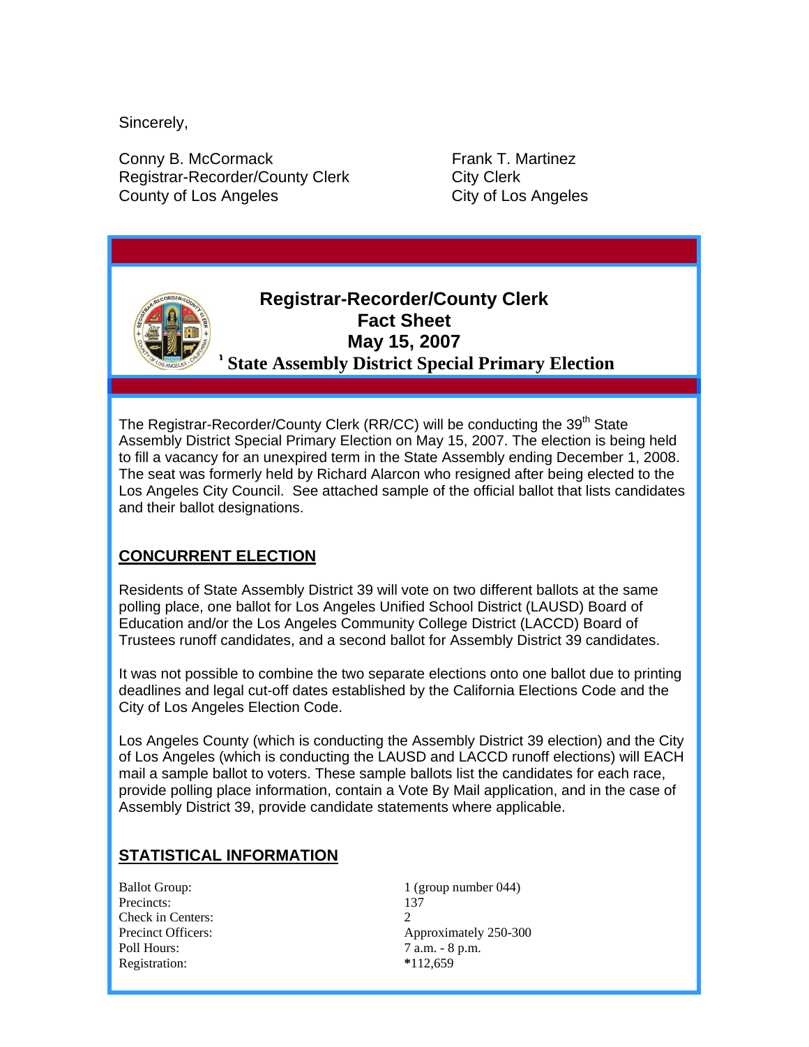Sincerely,

Conny B. McCormack
Registrar-Recorder/County Clerk
County of Los Angeles

Frank T. Martinez
City Clerk
City of Los Angeles

## Registrar-Recorder/County Clerk Fact Sheet May 15, 2007

### [1] State Assembly District Special Primary Election

The Registrar-Recorder/County Clerk (RR/CC) will be conducting the 39th State Assembly District Special Primary Election on May 15, 2007. The election is being held to fill a vacancy for an unexpired term in the State Assembly ending December 1, 2008. The seat was formerly held by Richard Alarcon who resigned after being elected to the Los Angeles City Council. See attached sample of the official ballot that lists candidates and their ballot designations.

## CONCURRENT ELECTION

Residents of State Assembly District 39 will vote on two different ballots at the same polling place, one ballot for Los Angeles Unified School District (LAUSD) Board of Education and/or the Los Angeles Community College District (LACCD) Board of Trustees runoff candidates, and a second ballot for Assembly District 39 candidates.

It was not possible to combine the two separate elections onto one ballot due to printing deadlines and legal cut-off dates established by the California Elections Code and the City of Los Angeles Election Code.

Los Angeles County (which is conducting the Assembly District 39 election) and the City of Los Angeles (which is conducting the LAUSD and LACCD runoff elections) will EACH mail a sample ballot to voters. These sample ballots list the candidates for each race, provide polling place information, contain a Vote By Mail application, and in the case of Assembly District 39, provide candidate statements where applicable.

## STATISTICAL INFORMATION

| | |
|---|---|
| Ballot Group: | 1 (group number 044) |
| Precincts: | 137 |
| Check in Centers: | 2 |
| Precinct Officers: | Approximately 250-300 |
| Poll Hours: | 7 a.m. - 8 p.m. |
| Registration: | *112,659 |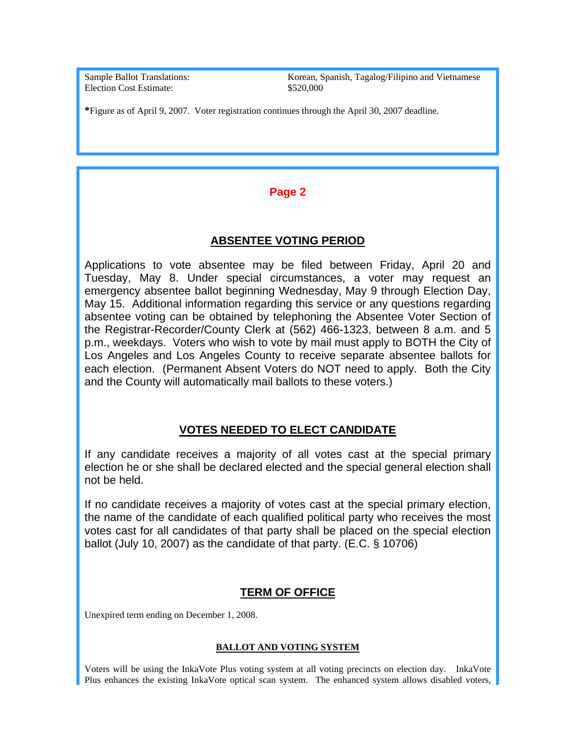| | |
|---|---|
| Sample Ballot Translations: | Korean, Spanish, Tagalog/Filipino and Vietnamese |
| Election Cost Estimate: | $520,000 |

**\***Figure as of April 9, 2007. Voter registration continues through the April 30, 2007 deadline.

## Page 2

### ABSENTEE VOTING PERIOD

Applications to vote absentee may be filed between Friday, April 20 and Tuesday, May 8. Under special circumstances, a voter may request an emergency absentee ballot beginning Wednesday, May 9 through Election Day, May 15. Additional information regarding this service or any questions regarding absentee voting can be obtained by telephoning the Absentee Voter Section of the Registrar-Recorder/County Clerk at (562) 466-1323, between 8 a.m. and 5 p.m., weekdays. Voters who wish to vote by mail must apply to BOTH the City of Los Angeles and Los Angeles County to receive separate absentee ballots for each election. (Permanent Absent Voters do NOT need to apply. Both the City and the County will automatically mail ballots to these voters.)

### VOTES NEEDED TO ELECT CANDIDATE

If any candidate receives a majority of all votes cast at the special primary election he or she shall be declared elected and the special general election shall not be held.

If no candidate receives a majority of votes cast at the special primary election, the name of the candidate of each qualified political party who receives the most votes cast for all candidates of that party shall be placed on the special election ballot (July 10, 2007) as the candidate of that party. (E.C. § 10706)

### TERM OF OFFICE

Unexpired term ending on December 1, 2008.

#### BALLOT AND VOTING SYSTEM

Voters will be using the InkaVote Plus voting system at all voting precincts on election day. InkaVote Plus enhances the existing InkaVote optical scan system. The enhanced system allows disabled voters,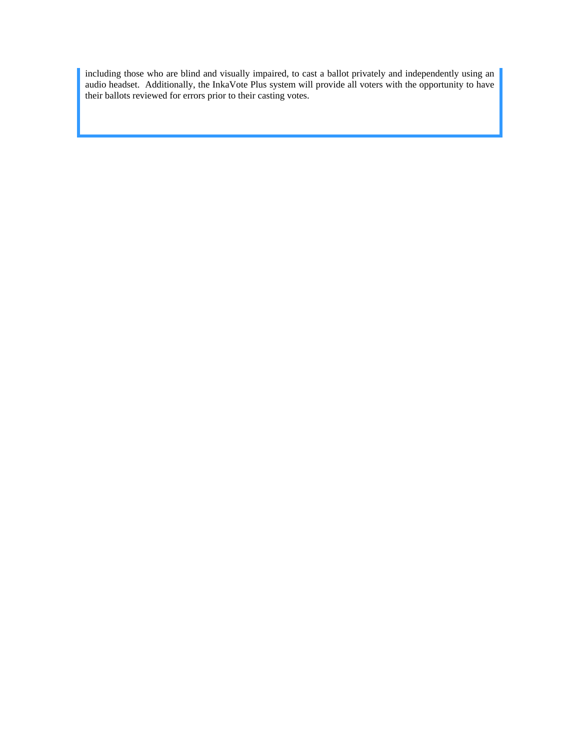including those who are blind and visually impaired, to cast a ballot privately and independently using an audio headset. Additionally, the InkaVote Plus system will provide all voters with the opportunity to have their ballots reviewed for errors prior to their casting votes.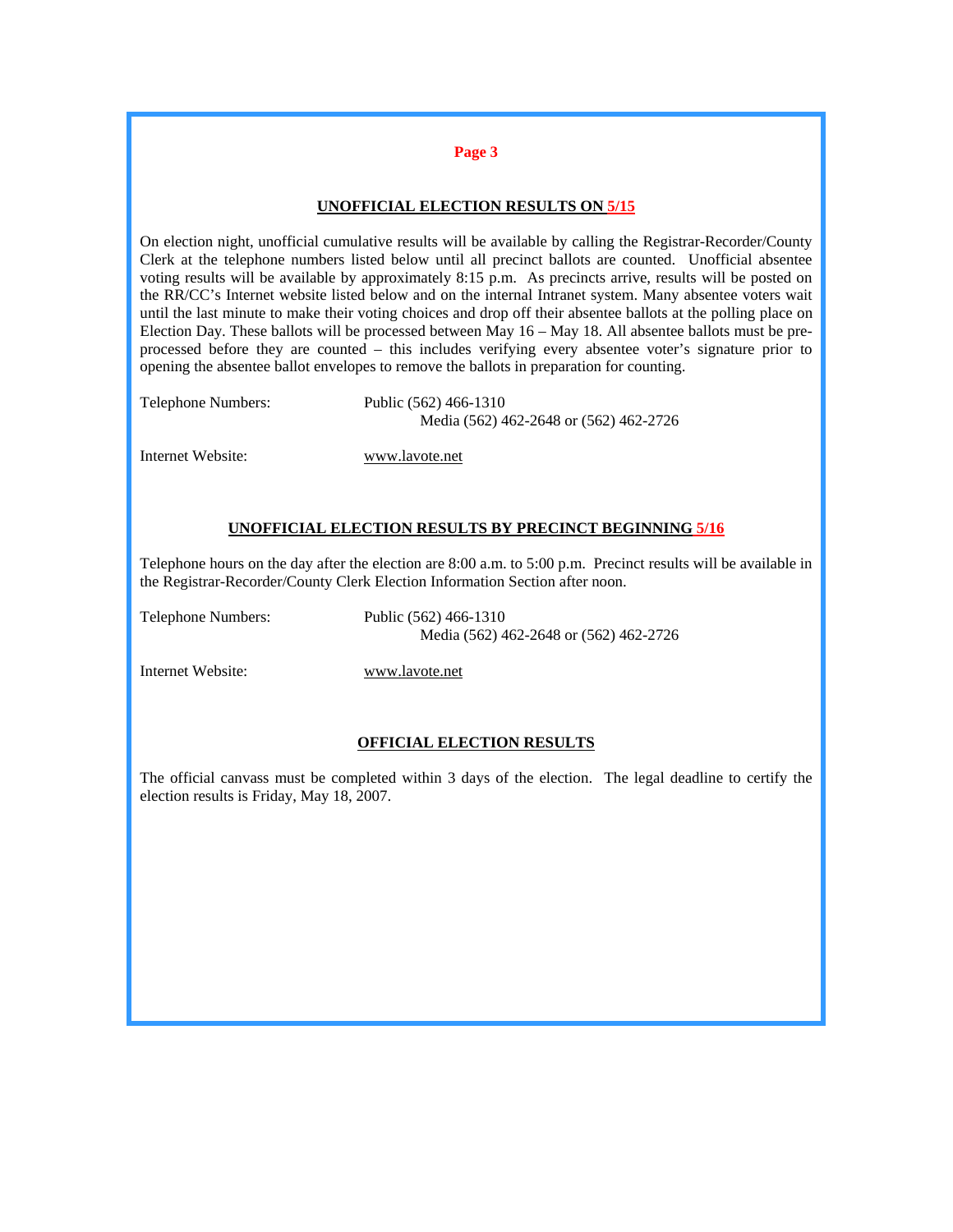## UNOFFICIAL ELECTION RESULTS ON 5/15

On election night, unofficial cumulative results will be available by calling the Registrar-Recorder/County Clerk at the telephone numbers listed below until all precinct ballots are counted. Unofficial absentee voting results will be available by approximately 8:15 p.m. As precincts arrive, results will be posted on the RR/CC's Internet website listed below and on the internal Intranet system. Many absentee voters wait until the last minute to make their voting choices and drop off their absentee ballots at the polling place on Election Day. These ballots will be processed between May 16 – May 18. All absentee ballots must be pre-processed before they are counted – this includes verifying every absentee voter's signature prior to opening the absentee ballot envelopes to remove the ballots in preparation for counting.

Telephone Numbers: Public (562) 466-1310
Media (562) 462-2648 or (562) 462-2726

Internet Website: www.lavote.net

## UNOFFICIAL ELECTION RESULTS BY PRECINCT BEGINNING 5/16

Telephone hours on the day after the election are 8:00 a.m. to 5:00 p.m. Precinct results will be available in the Registrar-Recorder/County Clerk Election Information Section after noon.

Telephone Numbers: Public (562) 466-1310
Media (562) 462-2648 or (562) 462-2726

Internet Website: www.lavote.net

## OFFICIAL ELECTION RESULTS

The official canvass must be completed within 3 days of the election. The legal deadline to certify the election results is Friday, May 18, 2007.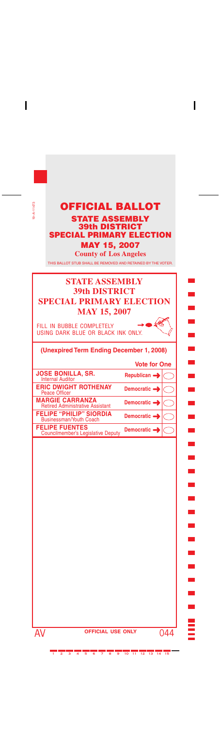# OFFICIAL BALLOT

## STATE ASSEMBLY 39th DISTRICT SPECIAL PRIMARY ELECTION

## MAY 15, 2007

**County of Los Angeles**

THIS BALLOT STUB SHALL BE REMOVED AND RETAINED BY THE VOTER.

## STATE ASSEMBLY 39th DISTRICT SPECIAL PRIMARY ELECTION MAY 15, 2007

FILL IN BUBBLE COMPLETELY USING DARK BLUE OR BLACK INK ONLY.

**(Unexpired Term Ending December 1, 2008)**

| Candidate | Vote for One | |
|---|---|---|
| **JOSE BONILLA, SR.** Internal Auditor | Republican → | ◯ |
| **ERIC DWIGHT ROTHENAY** Peace Officer | Democratic → | ◯ |
| **MARGIE CARRANZA** Retired Administrative Assistant | Democratic → | ◯ |
| **FELIPE "PHILIP" SIORDIA** Businessman/Youth Coach | Democratic → | ◯ |
| **FELIPE FUENTES** Councilmember's Legislative Deputy | Democratic → | ◯ |

AV **OFFICIAL USE ONLY** 044